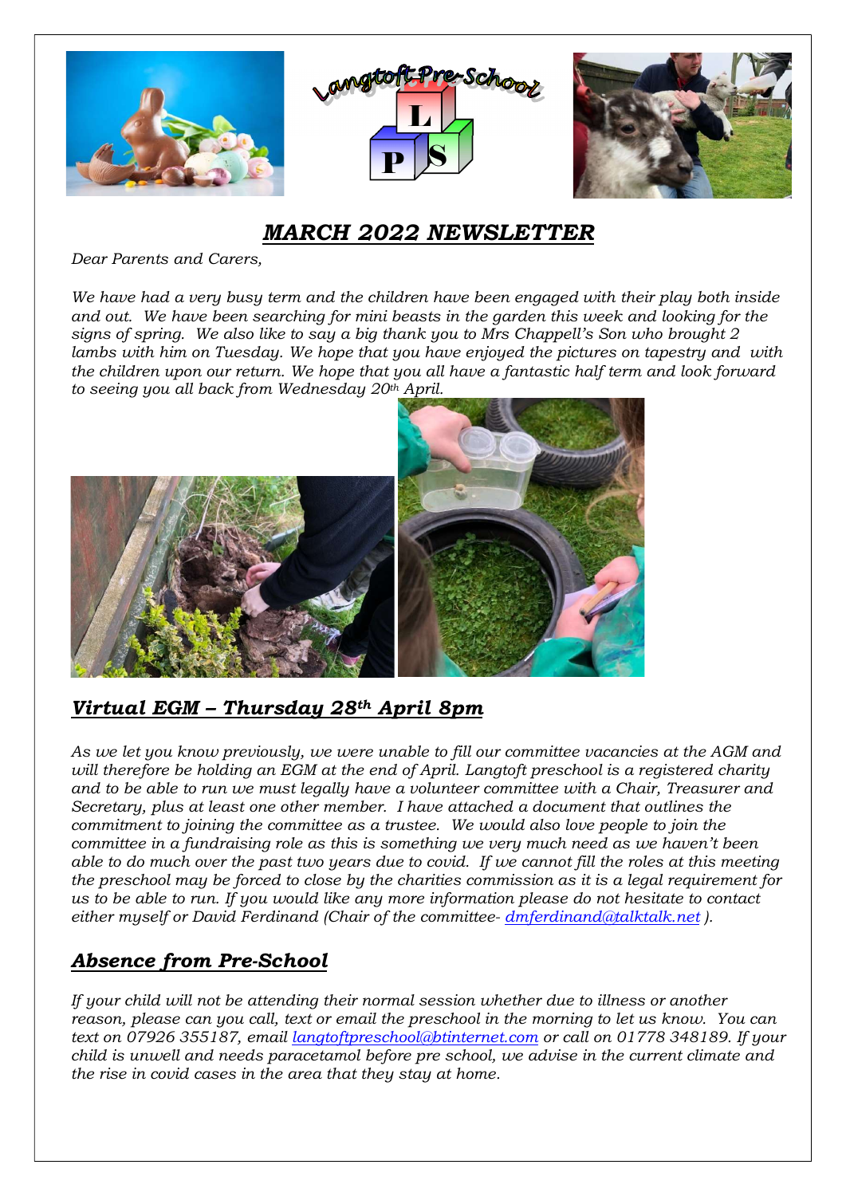# *MARCH 2022 NEWSLETTER*

*Dear Parents and Carers,*

*We have had a very busy term and the children have been engaged with their play both inside and out. We have been searching for mini beasts in the garden this week and looking for the signs of spring. We also like to say a big thank you to Mrs Chappell's Son who brought 2 lambs with him on Tuesday. We hope that you have enjoyed the pictures on tapestry and with the children upon our return. We hope that you all have a fantastic half term and look forward to seeing you all back from Wednesday 20th April.*

## *Virtual EGM – Thursday 28th April 8pm*

*As we let you know previously, we were unable to fill our committee vacancies at the AGM and will therefore be holding an EGM at the end of April. Langtoft preschool is a registered charity and to be able to run we must legally have a volunteer committee with a Chair, Treasurer and Secretary, plus at least one other member. I have attached a document that outlines the commitment to joining the committee as a trustee. We would also love people to join the committee in a fundraising role as this is something we very much need as we haven't been able to do much over the past two years due to covid. If we cannot fill the roles at this meeting the preschool may be forced to close by the charities commission as it is a legal requirement for us to be able to run. If you would like any more information please do not hesitate to contact either myself or David Ferdinand (Chair of the committee- dmferdinand@talktalk.net ).*

## *Absence from Pre-School*

*If your child will not be attending their normal session whether due to illness or another reason, please can you call, text or email the preschool in the morning to let us know. You can text on 07926 355187, email langtoftpreschool@btinternet.com or call on 01778 348189. If your child is unwell and needs paracetamol before pre school, we advise in the current climate and the rise in covid cases in the area that they stay at home.*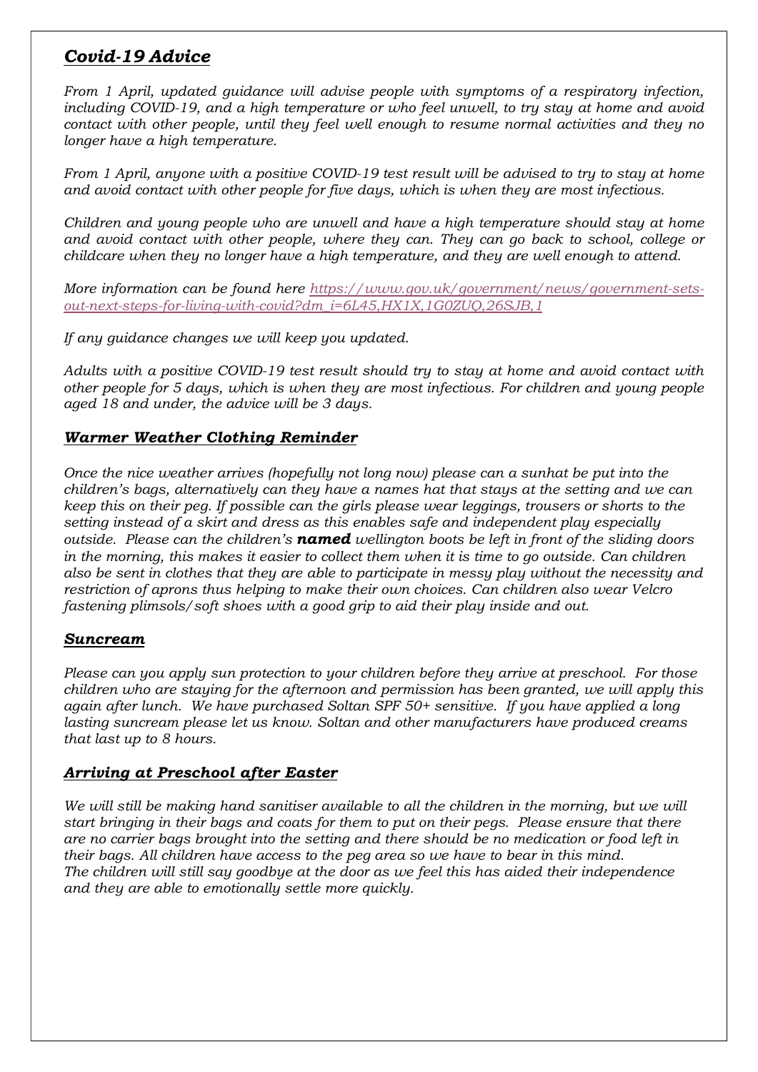## ***Covid-19 Advice***

*From 1 April, updated guidance will advise people with symptoms of a respiratory infection, including COVID-19, and a high temperature or who feel unwell, to try stay at home and avoid contact with other people, until they feel well enough to resume normal activities and they no longer have a high temperature.*

*From 1 April, anyone with a positive COVID-19 test result will be advised to try to stay at home and avoid contact with other people for five days, which is when they are most infectious.*

*Children and young people who are unwell and have a high temperature should stay at home and avoid contact with other people, where they can. They can go back to school, college or childcare when they no longer have a high temperature, and they are well enough to attend.*

*More information can be found here [https://www.gov.uk/government/news/government-sets-out-next-steps-for-living-with-covid?dm_i=6L45,HX1X,1G0ZUQ,26SJB,1](https://www.gov.uk/government/news/government-sets-out-next-steps-for-living-with-covid?dm_i=6L45,HX1X,1G0ZUQ,26SJB,1)*

*If any guidance changes we will keep you updated.*

*Adults with a positive COVID-19 test result should try to stay at home and avoid contact with other people for 5 days, which is when they are most infectious. For children and young people aged 18 and under, the advice will be 3 days.*

### ***Warmer Weather Clothing Reminder***

*Once the nice weather arrives (hopefully not long now) please can a sunhat be put into the children's bags, alternatively can they have a names hat that stays at the setting and we can keep this on their peg. If possible can the girls please wear leggings, trousers or shorts to the setting instead of a skirt and dress as this enables safe and independent play especially outside. Please can the children's **named** wellington boots be left in front of the sliding doors in the morning, this makes it easier to collect them when it is time to go outside. Can children also be sent in clothes that they are able to participate in messy play without the necessity and restriction of aprons thus helping to make their own choices. Can children also wear Velcro fastening plimsols/soft shoes with a good grip to aid their play inside and out.*

### ***Suncream***

*Please can you apply sun protection to your children before they arrive at preschool. For those children who are staying for the afternoon and permission has been granted, we will apply this again after lunch. We have purchased Soltan SPF 50+ sensitive. If you have applied a long lasting suncream please let us know. Soltan and other manufacturers have produced creams that last up to 8 hours.*

### ***Arriving at Preschool after Easter***

*We will still be making hand sanitiser available to all the children in the morning, but we will start bringing in their bags and coats for them to put on their pegs. Please ensure that there are no carrier bags brought into the setting and there should be no medication or food left in their bags. All children have access to the peg area so we have to bear in this mind.*
*The children will still say goodbye at the door as we feel this has aided their independence and they are able to emotionally settle more quickly.*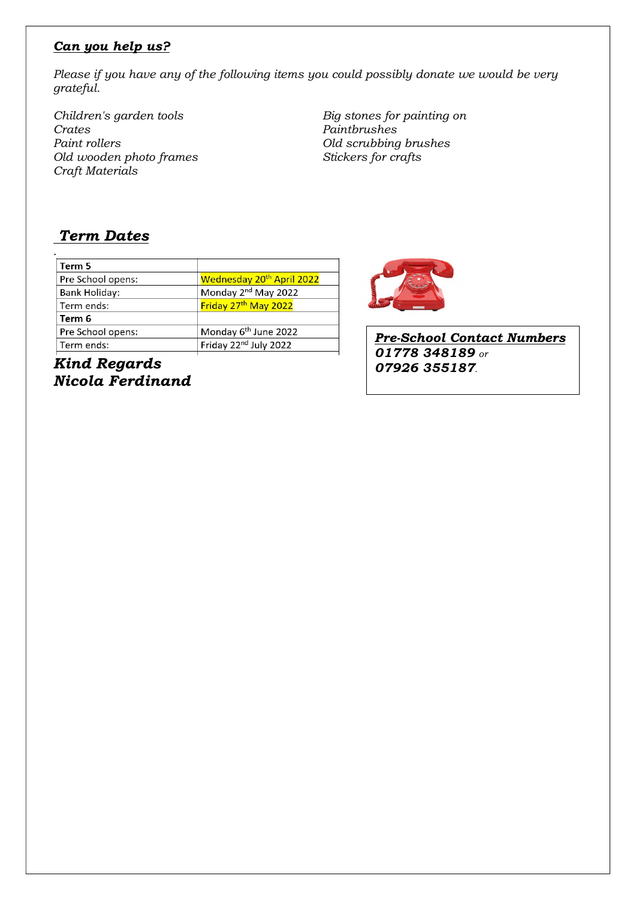## ***Can you help us?***

*Please if you have any of the following items you could possibly donate we would be very grateful.*

*Children's garden tools*
*Crates*
*Paint rollers*
*Old wooden photo frames*
*Craft Materials*
*Big stones for painting on*
*Paintbrushes*
*Old scrubbing brushes*
*Stickers for crafts*

## ***Term Dates***

| | |
|---|---|
| **Term 5** | |
| Pre School opens: | Wednesday 20th April 2022 |
| Bank Holiday: | Monday 2nd May 2022 |
| Term ends: | Friday 27th May 2022 |
| **Term 6** | |
| Pre School opens: | Monday 6th June 2022 |
| Term ends: | Friday 22nd July 2022 |

***Pre-School Contact Numbers***
***01778 348189*** *or*
***07926 355187***.

***Kind Regards***
***Nicola Ferdinand***